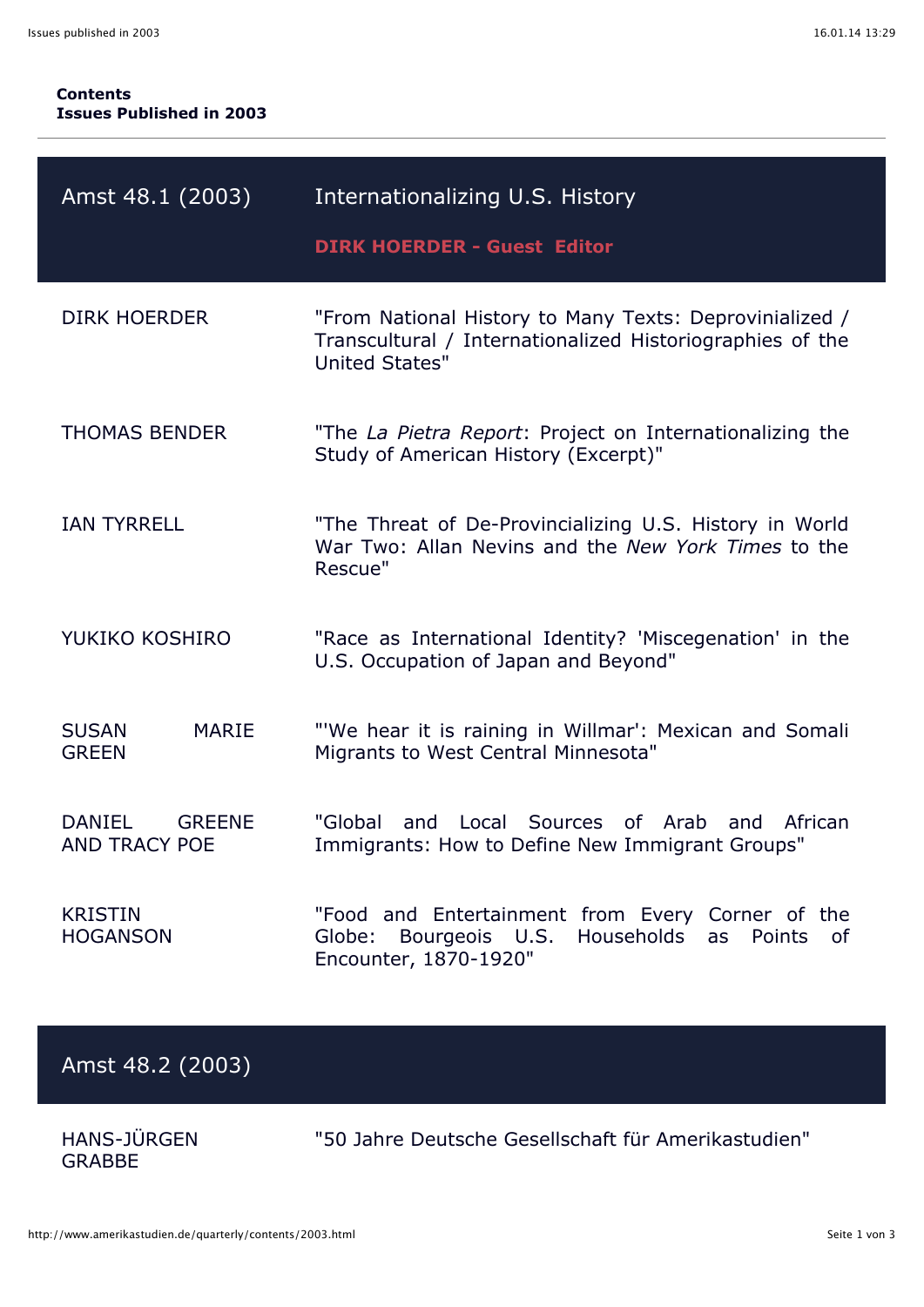**Contents**
**Issues Published in 2003**

---

## Amst 48.1 (2003) — Internationalizing U.S. History

**DIRK HOERDER - Guest Editor**

| | |
|---|---|
| DIRK HOERDER | "From National History to Many Texts: Deprovinialized / Transcultural / Internationalized Historiographies of the United States" |
| THOMAS BENDER | "The *La Pietra Report*: Project on Internationalizing the Study of American History (Excerpt)" |
| IAN TYRRELL | "The Threat of De-Provincializing U.S. History in World War Two: Allan Nevins and the *New York Times* to the Rescue" |
| YUKIKO KOSHIRO | "Race as International Identity? 'Miscegenation' in the U.S. Occupation of Japan and Beyond" |
| SUSAN MARIE GREEN | "'We hear it is raining in Willmar': Mexican and Somali Migrants to West Central Minnesota" |
| DANIEL GREENE AND TRACY POE | "Global and Local Sources of Arab and African Immigrants: How to Define New Immigrant Groups" |
| KRISTIN HOGANSON | "Food and Entertainment from Every Corner of the Globe: Bourgeois U.S. Households as Points of Encounter, 1870-1920" |

## Amst 48.2 (2003)

| | |
|---|---|
| HANS-JÜRGEN GRABBE | "50 Jahre Deutsche Gesellschaft für Amerikastudien" |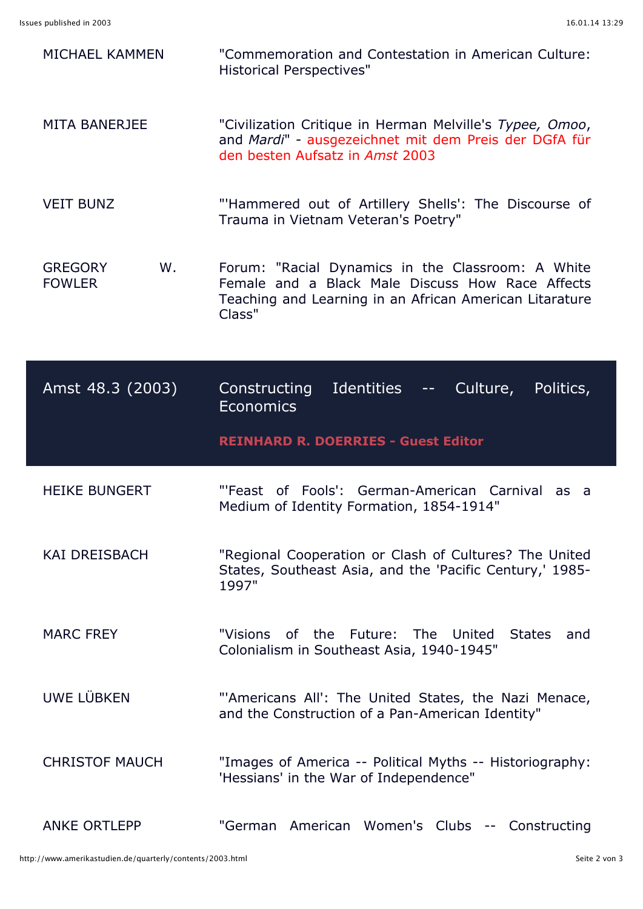| | |
|---|---|
| MICHAEL KAMMEN | "Commemoration and Contestation in American Culture: Historical Perspectives" |
| MITA BANERJEE | "Civilization Critique in Herman Melville's *Typee, Omoo*, and *Mardi*" - ausgezeichnet mit dem Preis der DGfA für den besten Aufsatz in *Amst* 2003 |
| VEIT BUNZ | "'Hammered out of Artillery Shells': The Discourse of Trauma in Vietnam Veteran's Poetry" |
| GREGORY W. FOWLER | Forum: "Racial Dynamics in the Classroom: A White Female and a Black Male Discuss How Race Affects Teaching and Learning in an African American Litarature Class" |

## Amst 48.3 (2003) — Constructing Identities -- Culture, Politics, Economics

**REINHARD R. DOERRIES - Guest Editor**

| | |
|---|---|
| HEIKE BUNGERT | "'Feast of Fools': German-American Carnival as a Medium of Identity Formation, 1854-1914" |
| KAI DREISBACH | "Regional Cooperation or Clash of Cultures? The United States, Southeast Asia, and the 'Pacific Century,' 1985-1997" |
| MARC FREY | "Visions of the Future: The United States and Colonialism in Southeast Asia, 1940-1945" |
| UWE LÜBKEN | "'Americans All': The United States, the Nazi Menace, and the Construction of a Pan-American Identity" |
| CHRISTOF MAUCH | "Images of America -- Political Myths -- Historiography: 'Hessians' in the War of Independence" |
| ANKE ORTLEPP | "German American Women's Clubs -- Constructing |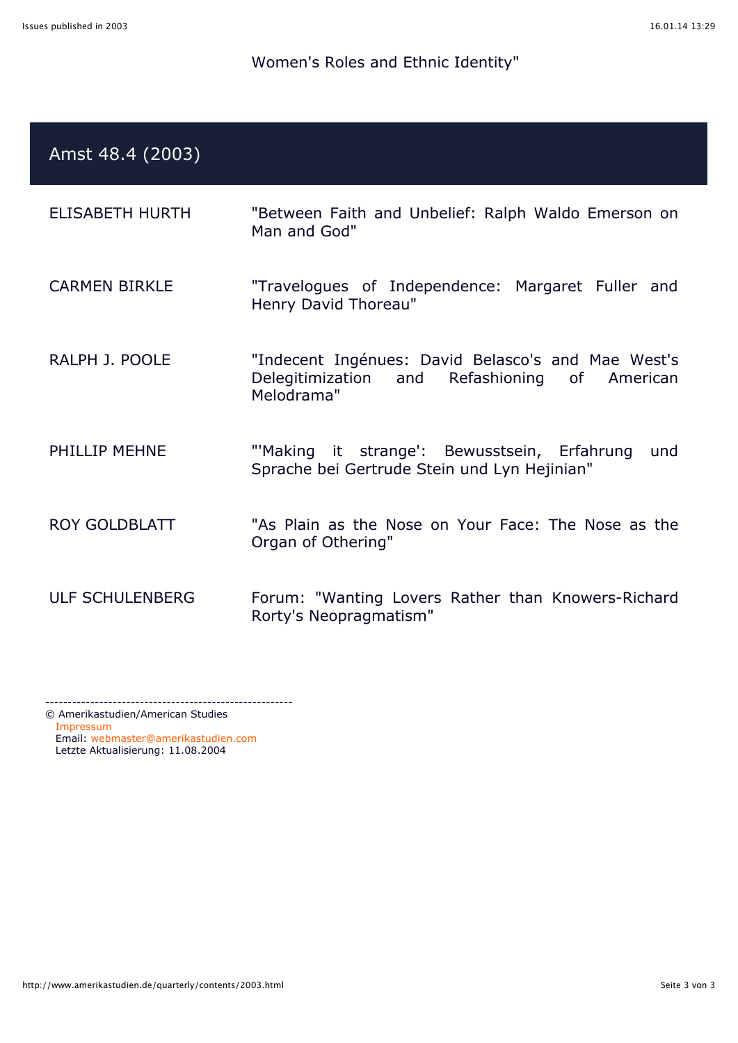Women's Roles and Ethnic Identity"

## Amst 48.4 (2003)

| | |
|---|---|
| ELISABETH HURTH | "Between Faith and Unbelief: Ralph Waldo Emerson on Man and God" |
| CARMEN BIRKLE | "Travelogues of Independence: Margaret Fuller and Henry David Thoreau" |
| RALPH J. POOLE | "Indecent Ingénues: David Belasco's and Mae West's Delegitimization and Refashioning of American Melodrama" |
| PHILLIP MEHNE | "'Making it strange': Bewusstsein, Erfahrung und Sprache bei Gertrude Stein und Lyn Hejinian" |
| ROY GOLDBLATT | "As Plain as the Nose on Your Face: The Nose as the Organ of Othering" |
| ULF SCHULENBERG | Forum: "Wanting Lovers Rather than Knowers-Richard Rorty's Neopragmatism" |

--------------------------------------------------------
© Amerikastudien/American Studies
Impressum
Email: webmaster@amerikastudien.com
Letzte Aktualisierung: 11.08.2004